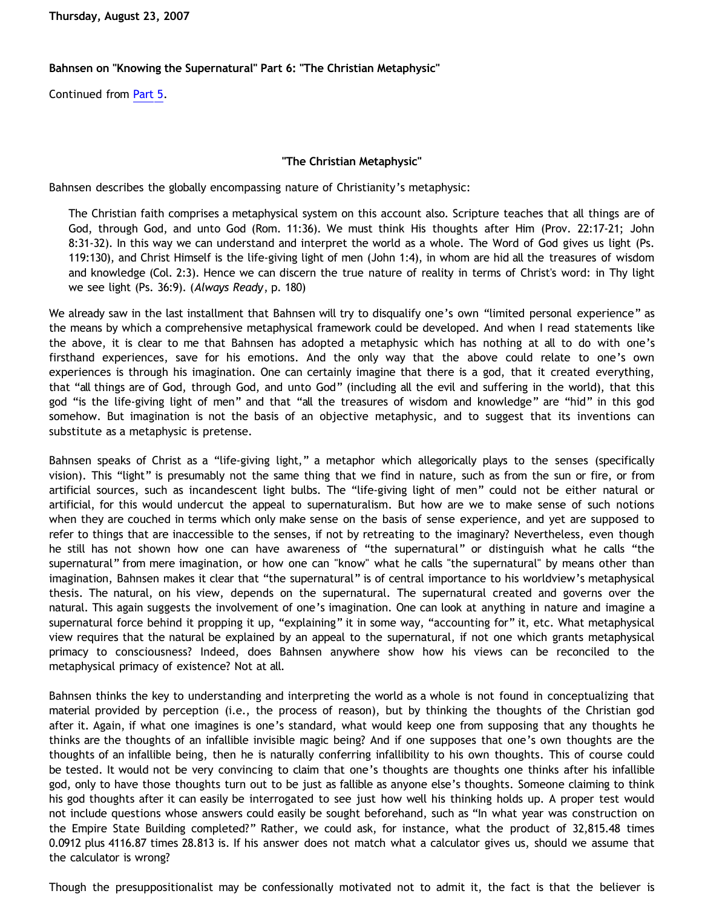Thursday, August 23, 2007

### Bahnsen on "Knowing the Supernatural" Part 6: "The Christian Metaphysic"

Continued from Part 5.

#### "The Christian Metaphysic"

Bahnsen describes the globally encompassing nature of Christianity's metaphysic:

> The Christian faith comprises a metaphysical system on this account also. Scripture teaches that all things are of God, through God, and unto God (Rom. 11:36). We must think His thoughts after Him (Prov. 22:17-21; John 8:31-32). In this way we can understand and interpret the world as a whole. The Word of God gives us light (Ps. 119:130), and Christ Himself is the life-giving light of men (John 1:4), in whom are hid all the treasures of wisdom and knowledge (Col. 2:3). Hence we can discern the true nature of reality in terms of Christ's word: in Thy light we see light (Ps. 36:9). (*Always Ready*, p. 180)

We already saw in the last installment that Bahnsen will try to disqualify one's own "limited personal experience" as the means by which a comprehensive metaphysical framework could be developed. And when I read statements like the above, it is clear to me that Bahnsen has adopted a metaphysic which has nothing at all to do with one's firsthand experiences, save for his emotions. And the only way that the above could relate to one's own experiences is through his imagination. One can certainly imagine that there is a god, that it created everything, that "all things are of God, through God, and unto God" (including all the evil and suffering in the world), that this god "is the life-giving light of men" and that "all the treasures of wisdom and knowledge" are "hid" in this god somehow. But imagination is not the basis of an objective metaphysic, and to suggest that its inventions can substitute as a metaphysic is pretense.

Bahnsen speaks of Christ as a "life-giving light," a metaphor which allegorically plays to the senses (specifically vision). This "light" is presumably not the same thing that we find in nature, such as from the sun or fire, or from artificial sources, such as incandescent light bulbs. The "life-giving light of men" could not be either natural or artificial, for this would undercut the appeal to supernaturalism. But how are we to make sense of such notions when they are couched in terms which only make sense on the basis of sense experience, and yet are supposed to refer to things that are inaccessible to the senses, if not by retreating to the imaginary? Nevertheless, even though he still has not shown how one can have awareness of "the supernatural" or distinguish what he calls "the supernatural" from mere imagination, or how one can "know" what he calls "the supernatural" by means other than imagination, Bahnsen makes it clear that "the supernatural" is of central importance to his worldview's metaphysical thesis. The natural, on his view, depends on the supernatural. The supernatural created and governs over the natural. This again suggests the involvement of one's imagination. One can look at anything in nature and imagine a supernatural force behind it propping it up, "explaining" it in some way, "accounting for" it, etc. What metaphysical view requires that the natural be explained by an appeal to the supernatural, if not one which grants metaphysical primacy to consciousness? Indeed, does Bahnsen anywhere show how his views can be reconciled to the metaphysical primacy of existence? Not at all.

Bahnsen thinks the key to understanding and interpreting the world as a whole is not found in conceptualizing that material provided by perception (i.e., the process of reason), but by thinking the thoughts of the Christian god after it. Again, if what one imagines is one's standard, what would keep one from supposing that any thoughts he thinks are the thoughts of an infallible invisible magic being? And if one supposes that one's own thoughts are the thoughts of an infallible being, then he is naturally conferring infallibility to his own thoughts. This of course could be tested. It would not be very convincing to claim that one's thoughts are thoughts one thinks after his infallible god, only to have those thoughts turn out to be just as fallible as anyone else's thoughts. Someone claiming to think his god thoughts after it can easily be interrogated to see just how well his thinking holds up. A proper test would not include questions whose answers could easily be sought beforehand, such as "In what year was construction on the Empire State Building completed?" Rather, we could ask, for instance, what the product of 32,815.48 times 0.0912 plus 4116.87 times 28.813 is. If his answer does not match what a calculator gives us, should we assume that the calculator is wrong?

Though the presuppositionalist may be confessionally motivated not to admit it, the fact is that the believer is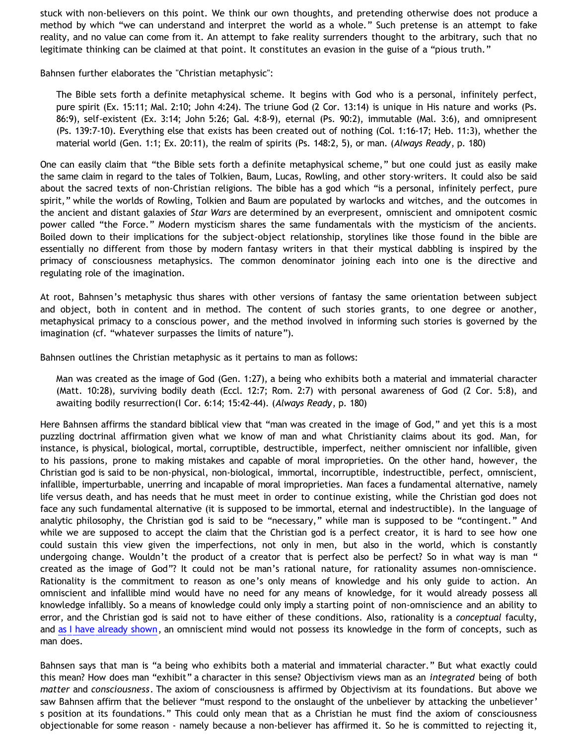stuck with non-believers on this point. We think our own thoughts, and pretending otherwise does not produce a method by which "we can understand and interpret the world as a whole." Such pretense is an attempt to fake reality, and no value can come from it. An attempt to fake reality surrenders thought to the arbitrary, such that no legitimate thinking can be claimed at that point. It constitutes an evasion in the guise of a "pious truth."

Bahnsen further elaborates the "Christian metaphysic":

> The Bible sets forth a definite metaphysical scheme. It begins with God who is a personal, infinitely perfect, pure spirit (Ex. 15:11; Mal. 2:10; John 4:24). The triune God (2 Cor. 13:14) is unique in His nature and works (Ps. 86:9), self-existent (Ex. 3:14; John 5:26; Gal. 4:8-9), eternal (Ps. 90:2), immutable (Mal. 3:6), and omnipresent (Ps. 139:7-10). Everything else that exists has been created out of nothing (Col. 1:16-17; Heb. 11:3), whether the material world (Gen. 1:1; Ex. 20:11), the realm of spirits (Ps. 148:2, 5), or man. (*Always Ready*, p. 180)

One can easily claim that "the Bible sets forth a definite metaphysical scheme," but one could just as easily make the same claim in regard to the tales of Tolkien, Baum, Lucas, Rowling, and other story-writers. It could also be said about the sacred texts of non-Christian religions. The bible has a god which "is a personal, infinitely perfect, pure spirit," while the worlds of Rowling, Tolkien and Baum are populated by warlocks and witches, and the outcomes in the ancient and distant galaxies of *Star Wars* are determined by an everpresent, omniscient and omnipotent cosmic power called "the Force." Modern mysticism shares the same fundamentals with the mysticism of the ancients. Boiled down to their implications for the subject-object relationship, storylines like those found in the bible are essentially no different from those by modern fantasy writers in that their mystical dabbling is inspired by the primacy of consciousness metaphysics. The common denominator joining each into one is the directive and regulating role of the imagination.

At root, Bahnsen's metaphysic thus shares with other versions of fantasy the same orientation between subject and object, both in content and in method. The content of such stories grants, to one degree or another, metaphysical primacy to a conscious power, and the method involved in informing such stories is governed by the imagination (cf. "whatever surpasses the limits of nature").

Bahnsen outlines the Christian metaphysic as it pertains to man as follows:

> Man was created as the image of God (Gen. 1:27), a being who exhibits both a material and immaterial character (Matt. 10:28), surviving bodily death (Eccl. 12:7; Rom. 2:7) with personal awareness of God (2 Cor. 5:8), and awaiting bodily resurrection(I Cor. 6:14; 15:42-44). (*Always Ready*, p. 180)

Here Bahnsen affirms the standard biblical view that "man was created in the image of God," and yet this is a most puzzling doctrinal affirmation given what we know of man and what Christianity claims about its god. Man, for instance, is physical, biological, mortal, corruptible, destructible, imperfect, neither omniscient nor infallible, given to his passions, prone to making mistakes and capable of moral improprieties. On the other hand, however, the Christian god is said to be non-physical, non-biological, immortal, incorruptible, indestructible, perfect, omniscient, infallible, imperturbable, unerring and incapable of moral improprieties. Man faces a fundamental alternative, namely life versus death, and has needs that he must meet in order to continue existing, while the Christian god does not face any such fundamental alternative (it is supposed to be immortal, eternal and indestructible). In the language of analytic philosophy, the Christian god is said to be "necessary," while man is supposed to be "contingent." And while we are supposed to accept the claim that the Christian god is a perfect creator, it is hard to see how one could sustain this view given the imperfections, not only in men, but also in the world, which is constantly undergoing change. Wouldn't the product of a creator that is perfect also be perfect? So in what way is man "created as the image of God"? It could not be man's rational nature, for rationality assumes non-omniscience. Rationality is the commitment to reason as one's only means of knowledge and his only guide to action. An omniscient and infallible mind would have no need for any means of knowledge, for it would already possess all knowledge infallibly. So a means of knowledge could only imply a starting point of non-omniscience and an ability to error, and the Christian god is said not to have either of these conditions. Also, rationality is a *conceptual* faculty, and as I have already shown, an omniscient mind would not possess its knowledge in the form of concepts, such as man does.

Bahnsen says that man is "a being who exhibits both a material and immaterial character." But what exactly could this mean? How does man "exhibit" a character in this sense? Objectivism views man as an *integrated* being of both *matter* and *consciousness*. The axiom of consciousness is affirmed by Objectivism at its foundations. But above we saw Bahnsen affirm that the believer "must respond to the onslaught of the unbeliever by attacking the unbeliever's position at its foundations." This could only mean that as a Christian he must find the axiom of consciousness objectionable for some reason - namely because a non-believer has affirmed it. So he is committed to rejecting it,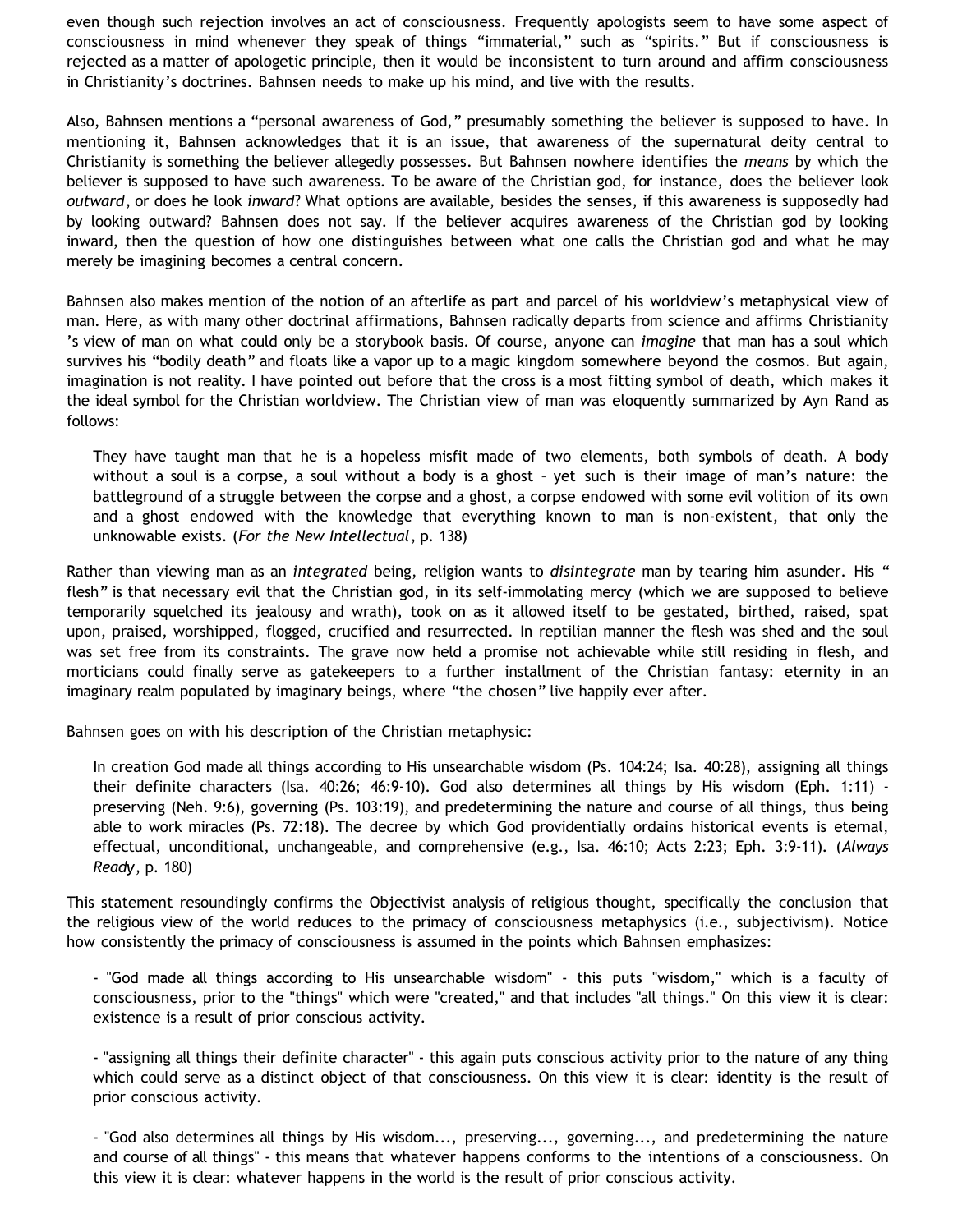even though such rejection involves an act of consciousness. Frequently apologists seem to have some aspect of consciousness in mind whenever they speak of things "immaterial," such as "spirits." But if consciousness is rejected as a matter of apologetic principle, then it would be inconsistent to turn around and affirm consciousness in Christianity's doctrines. Bahnsen needs to make up his mind, and live with the results.

Also, Bahnsen mentions a "personal awareness of God," presumably something the believer is supposed to have. In mentioning it, Bahnsen acknowledges that it is an issue, that awareness of the supernatural deity central to Christianity is something the believer allegedly possesses. But Bahnsen nowhere identifies the *means* by which the believer is supposed to have such awareness. To be aware of the Christian god, for instance, does the believer look *outward*, or does he look *inward*? What options are available, besides the senses, if this awareness is supposedly had by looking outward? Bahnsen does not say. If the believer acquires awareness of the Christian god by looking inward, then the question of how one distinguishes between what one calls the Christian god and what he may merely be imagining becomes a central concern.

Bahnsen also makes mention of the notion of an afterlife as part and parcel of his worldview's metaphysical view of man. Here, as with many other doctrinal affirmations, Bahnsen radically departs from science and affirms Christianity's view of man on what could only be a storybook basis. Of course, anyone can *imagine* that man has a soul which survives his "bodily death" and floats like a vapor up to a magic kingdom somewhere beyond the cosmos. But again, imagination is not reality. I have pointed out before that the cross is a most fitting symbol of death, which makes it the ideal symbol for the Christian worldview. The Christian view of man was eloquently summarized by Ayn Rand as follows:

> They have taught man that he is a hopeless misfit made of two elements, both symbols of death. A body without a soul is a corpse, a soul without a body is a ghost – yet such is their image of man's nature: the battleground of a struggle between the corpse and a ghost, a corpse endowed with some evil volition of its own and a ghost endowed with the knowledge that everything known to man is non-existent, that only the unknowable exists. (*For the New Intellectual*, p. 138)

Rather than viewing man as an *integrated* being, religion wants to *disintegrate* man by tearing him asunder. His "flesh" is that necessary evil that the Christian god, in its self-immolating mercy (which we are supposed to believe temporarily squelched its jealousy and wrath), took on as it allowed itself to be gestated, birthed, raised, spat upon, praised, worshipped, flogged, crucified and resurrected. In reptilian manner the flesh was shed and the soul was set free from its constraints. The grave now held a promise not achievable while still residing in flesh, and morticians could finally serve as gatekeepers to a further installment of the Christian fantasy: eternity in an imaginary realm populated by imaginary beings, where "the chosen" live happily ever after.

Bahnsen goes on with his description of the Christian metaphysic:

> In creation God made all things according to His unsearchable wisdom (Ps. 104:24; Isa. 40:28), assigning all things their definite characters (Isa. 40:26; 46:9-10). God also determines all things by His wisdom (Eph. 1:11) - preserving (Neh. 9:6), governing (Ps. 103:19), and predetermining the nature and course of all things, thus being able to work miracles (Ps. 72:18). The decree by which God providentially ordains historical events is eternal, effectual, unconditional, unchangeable, and comprehensive (e.g., Isa. 46:10; Acts 2:23; Eph. 3:9-11). (*Always Ready*, p. 180)

This statement resoundingly confirms the Objectivist analysis of religious thought, specifically the conclusion that the religious view of the world reduces to the primacy of consciousness metaphysics (i.e., subjectivism). Notice how consistently the primacy of consciousness is assumed in the points which Bahnsen emphasizes:

- "God made all things according to His unsearchable wisdom" - this puts "wisdom," which is a faculty of consciousness, prior to the "things" which were "created," and that includes "all things." On this view it is clear: existence is a result of prior conscious activity.

- "assigning all things their definite character" - this again puts conscious activity prior to the nature of any thing which could serve as a distinct object of that consciousness. On this view it is clear: identity is the result of prior conscious activity.

- "God also determines all things by His wisdom..., preserving..., governing..., and predetermining the nature and course of all things" - this means that whatever happens conforms to the intentions of a consciousness. On this view it is clear: whatever happens in the world is the result of prior conscious activity.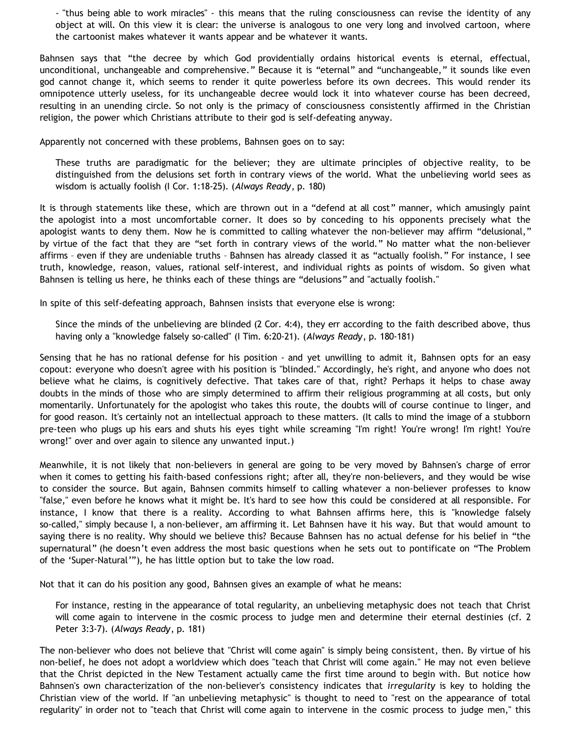> - "thus being able to work miracles" - this means that the ruling consciousness can revise the identity of any object at will. On this view it is clear: the universe is analogous to one very long and involved cartoon, where the cartoonist makes whatever it wants appear and be whatever it wants.

Bahnsen says that "the decree by which God providentially ordains historical events is eternal, effectual, unconditional, unchangeable and comprehensive." Because it is "eternal" and "unchangeable," it sounds like even god cannot change it, which seems to render it quite powerless before its own decrees. This would render its omnipotence utterly useless, for its unchangeable decree would lock it into whatever course has been decreed, resulting in an unending circle. So not only is the primacy of consciousness consistently affirmed in the Christian religion, the power which Christians attribute to their god is self-defeating anyway.

Apparently not concerned with these problems, Bahnsen goes on to say:

> These truths are paradigmatic for the believer; they are ultimate principles of objective reality, to be distinguished from the delusions set forth in contrary views of the world. What the unbelieving world sees as wisdom is actually foolish (I Cor. 1:18-25). (*Always Ready*, p. 180)

It is through statements like these, which are thrown out in a "defend at all cost" manner, which amusingly paint the apologist into a most uncomfortable corner. It does so by conceding to his opponents precisely what the apologist wants to deny them. Now he is committed to calling whatever the non-believer may affirm "delusional," by virtue of the fact that they are "set forth in contrary views of the world." No matter what the non-believer affirms – even if they are undeniable truths – Bahnsen has already classed it as "actually foolish." For instance, I see truth, knowledge, reason, values, rational self-interest, and individual rights as points of wisdom. So given what Bahnsen is telling us here, he thinks each of these things are "delusions" and "actually foolish."

In spite of this self-defeating approach, Bahnsen insists that everyone else is wrong:

> Since the minds of the unbelieving are blinded (2 Cor. 4:4), they err according to the faith described above, thus having only a "knowledge falsely so-called" (I Tim. 6:20-21). (*Always Ready*, p. 180-181)

Sensing that he has no rational defense for his position - and yet unwilling to admit it, Bahnsen opts for an easy copout: everyone who doesn't agree with his position is "blinded." Accordingly, he's right, and anyone who does not believe what he claims, is cognitively defective. That takes care of that, right? Perhaps it helps to chase away doubts in the minds of those who are simply determined to affirm their religious programming at all costs, but only momentarily. Unfortunately for the apologist who takes this route, the doubts will of course continue to linger, and for good reason. It's certainly not an intellectual approach to these matters. (It calls to mind the image of a stubborn pre-teen who plugs up his ears and shuts his eyes tight while screaming "I'm right! You're wrong! I'm right! You're wrong!" over and over again to silence any unwanted input.)

Meanwhile, it is not likely that non-believers in general are going to be very moved by Bahnsen's charge of error when it comes to getting his faith-based confessions right; after all, they're non-believers, and they would be wise to consider the source. But again, Bahnsen commits himself to calling whatever a non-believer professes to know "false," even before he knows what it might be. It's hard to see how this could be considered at all responsible. For instance, I know that there is a reality. According to what Bahnsen affirms here, this is "knowledge falsely so-called," simply because I, a non-believer, am affirming it. Let Bahnsen have it his way. But that would amount to saying there is no reality. Why should we believe this? Because Bahnsen has no actual defense for his belief in "the supernatural" (he doesn't even address the most basic questions when he sets out to pontificate on "The Problem of the 'Super-Natural'"), he has little option but to take the low road.

Not that it can do his position any good, Bahnsen gives an example of what he means:

> For instance, resting in the appearance of total regularity, an unbelieving metaphysic does not teach that Christ will come again to intervene in the cosmic process to judge men and determine their eternal destinies (cf. 2 Peter 3:3-7). (*Always Ready*, p. 181)

The non-believer who does not believe that "Christ will come again" is simply being consistent, then. By virtue of his non-belief, he does not adopt a worldview which does "teach that Christ will come again." He may not even believe that the Christ depicted in the New Testament actually came the first time around to begin with. But notice how Bahnsen's own characterization of the non-believer's consistency indicates that *irregularity* is key to holding the Christian view of the world. If "an unbelieving metaphysic" is thought to need to "rest on the appearance of total regularity" in order not to "teach that Christ will come again to intervene in the cosmic process to judge men," this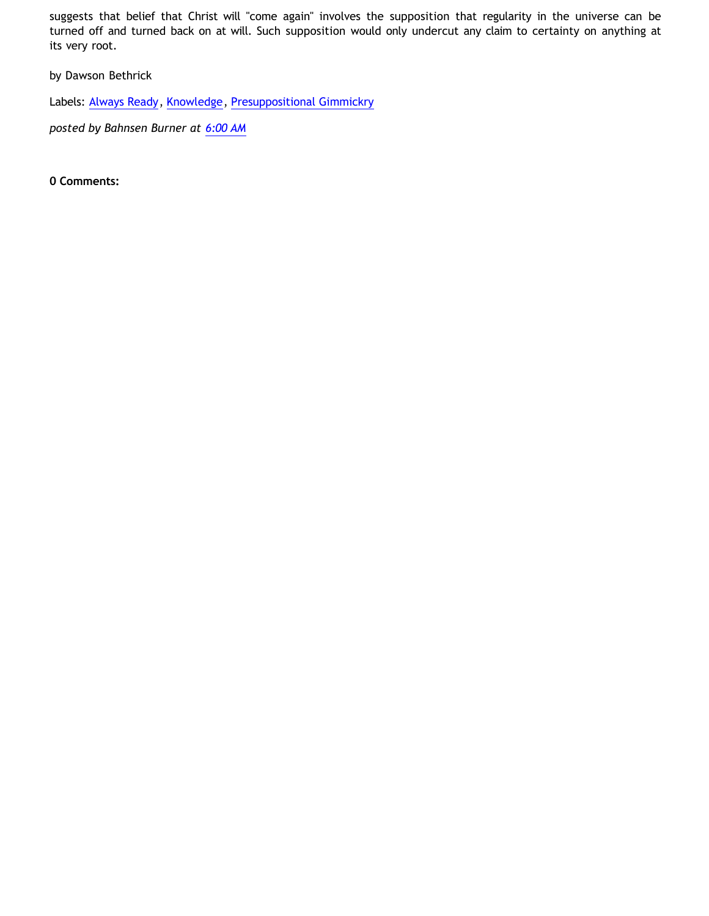suggests that belief that Christ will "come again" involves the supposition that regularity in the universe can be turned off and turned back on at will. Such supposition would only undercut any claim to certainty on anything at its very root.

by Dawson Bethrick

Labels: Always Ready, Knowledge, Presuppositional Gimmickry

*posted by Bahnsen Burner at 6:00 AM*

**0 Comments:**